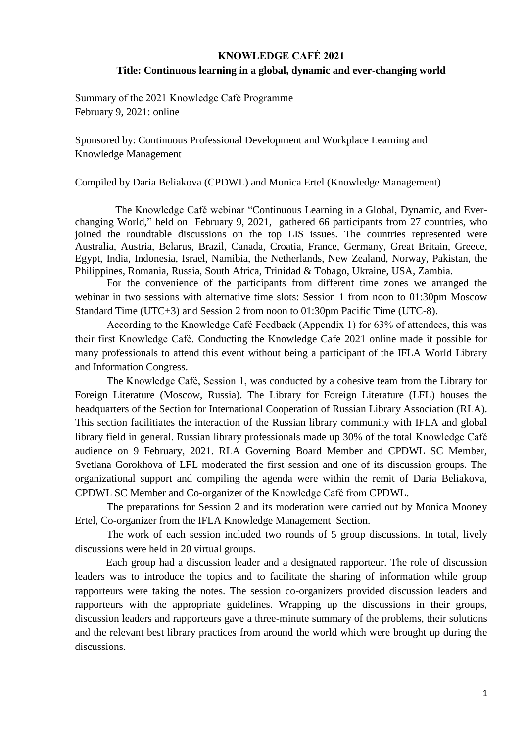**KNOWLEDGE CAFÉ 2021**

**Title: Continuous learning in a global, dynamic and ever-changing world**

Summary of the 2021 Knowledge Café Programme
February 9, 2021: online

Sponsored by: Continuous Professional Development and Workplace Learning and Knowledge Management

Compiled by Daria Beliakova (CPDWL) and Monica Ertel (Knowledge Management)

The Knowledge Café webinar "Continuous Learning in a Global, Dynamic, and Ever-changing World," held on February 9, 2021, gathered 66 participants from 27 countries, who joined the roundtable discussions on the top LIS issues. The countries represented were Australia, Austria, Belarus, Brazil, Canada, Croatia, France, Germany, Great Britain, Greece, Egypt, India, Indonesia, Israel, Namibia, the Netherlands, New Zealand, Norway, Pakistan, the Philippines, Romania, Russia, South Africa, Trinidad & Tobago, Ukraine, USA, Zambia.

For the convenience of the participants from different time zones we arranged the webinar in two sessions with alternative time slots: Session 1 from noon to 01:30pm Moscow Standard Time (UTC+3) and Session 2 from noon to 01:30pm Pacific Time (UTC-8).

According to the Knowledge Café Feedback (Appendix 1) for 63% of attendees, this was their first Knowledge Café. Conducting the Knowledge Cafe 2021 online made it possible for many professionals to attend this event without being a participant of the IFLA World Library and Information Congress.

The Knowledge Café, Session 1, was conducted by a cohesive team from the Library for Foreign Literature (Moscow, Russia). The Library for Foreign Literature (LFL) houses the headquarters of the Section for International Cooperation of Russian Library Association (RLA). This section facilitiates the interaction of the Russian library community with IFLA and global library field in general. Russian library professionals made up 30% of the total Knowledge Café audience on 9 February, 2021. RLA Governing Board Member and CPDWL SC Member, Svetlana Gorokhova of LFL moderated the first session and one of its discussion groups. The organizational support and compiling the agenda were within the remit of Daria Beliakova, CPDWL SC Member and Co-organizer of the Knowledge Café from CPDWL.

The preparations for Session 2 and its moderation were carried out by Monica Mooney Ertel, Co-organizer from the IFLA Knowledge Management Section.

The work of each session included two rounds of 5 group discussions. In total, lively discussions were held in 20 virtual groups.

Each group had a discussion leader and a designated rapporteur. The role of discussion leaders was to introduce the topics and to facilitate the sharing of information while group rapporteurs were taking the notes. The session co-organizers provided discussion leaders and rapporteurs with the appropriate guidelines. Wrapping up the discussions in their groups, discussion leaders and rapporteurs gave a three-minute summary of the problems, their solutions and the relevant best library practices from around the world which were brought up during the discussions.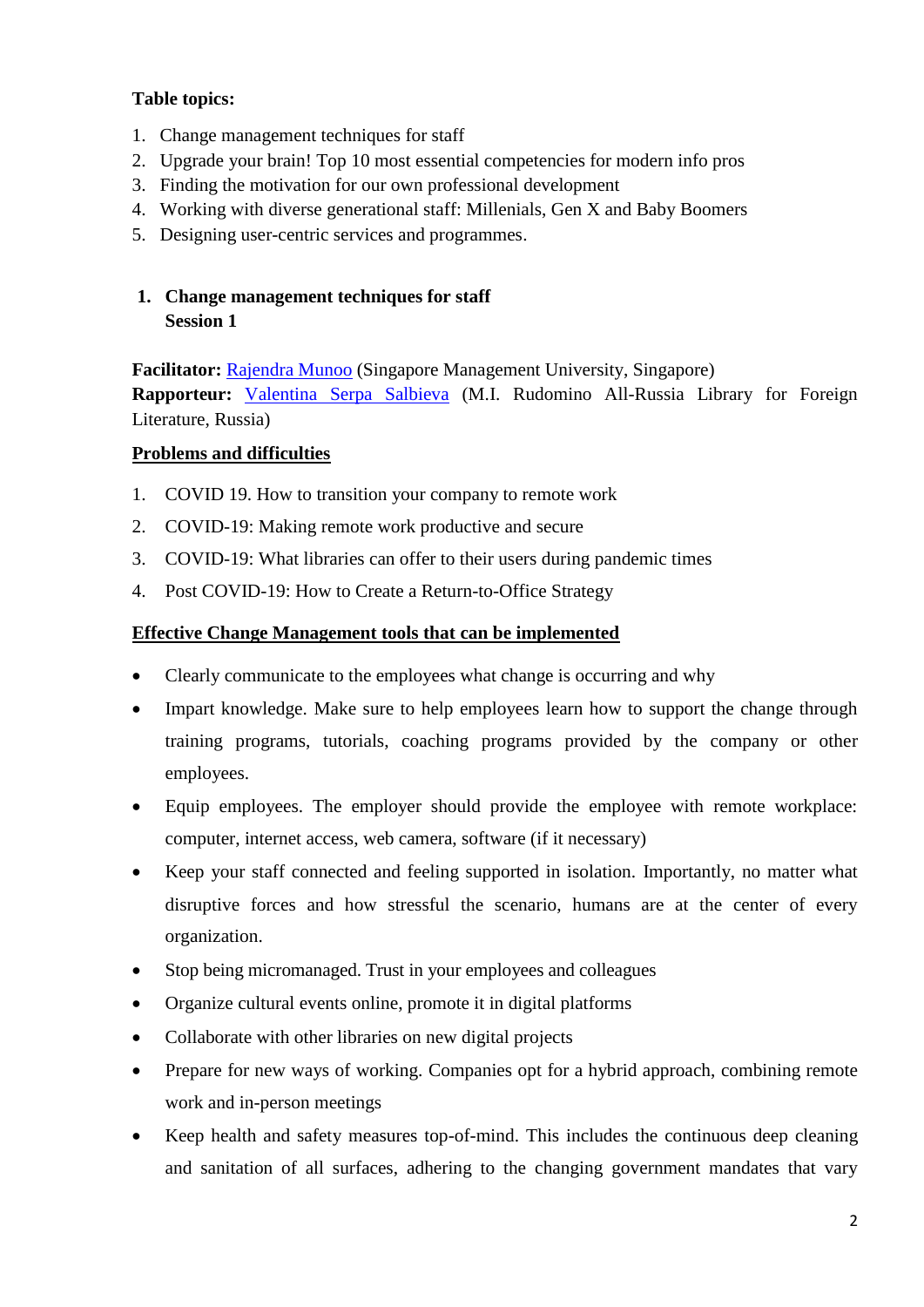**Table topics:**

1. Change management techniques for staff
2. Upgrade your brain! Top 10 most essential competencies for modern info pros
3. Finding the motivation for our own professional development
4. Working with diverse generational staff: Millenials, Gen X and Baby Boomers
5. Designing user-centric services and programmes.

## 1. Change management techniques for staff
**Session 1**

**Facilitator:** Rajendra Munoo (Singapore Management University, Singapore)
**Rapporteur:** Valentina Serpa Salbieva (M.I. Rudomino All-Russia Library for Foreign Literature, Russia)

**Problems and difficulties**

1. COVID 19. How to transition your company to remote work
2. COVID-19: Making remote work productive and secure
3. COVID-19: What libraries can offer to their users during pandemic times
4. Post COVID-19: How to Create a Return-to-Office Strategy

**Effective Change Management tools that can be implemented**

- Clearly communicate to the employees what change is occurring and why
- Impart knowledge. Make sure to help employees learn how to support the change through training programs, tutorials, coaching programs provided by the company or other employees.
- Equip employees. The employer should provide the employee with remote workplace: computer, internet access, web camera, software (if it necessary)
- Keep your staff connected and feeling supported in isolation. Importantly, no matter what disruptive forces and how stressful the scenario, humans are at the center of every organization.
- Stop being micromanaged. Trust in your employees and colleagues
- Organize cultural events online, promote it in digital platforms
- Collaborate with other libraries on new digital projects
- Prepare for new ways of working. Companies opt for a hybrid approach, combining remote work and in-person meetings
- Keep health and safety measures top-of-mind. This includes the continuous deep cleaning and sanitation of all surfaces, adhering to the changing government mandates that vary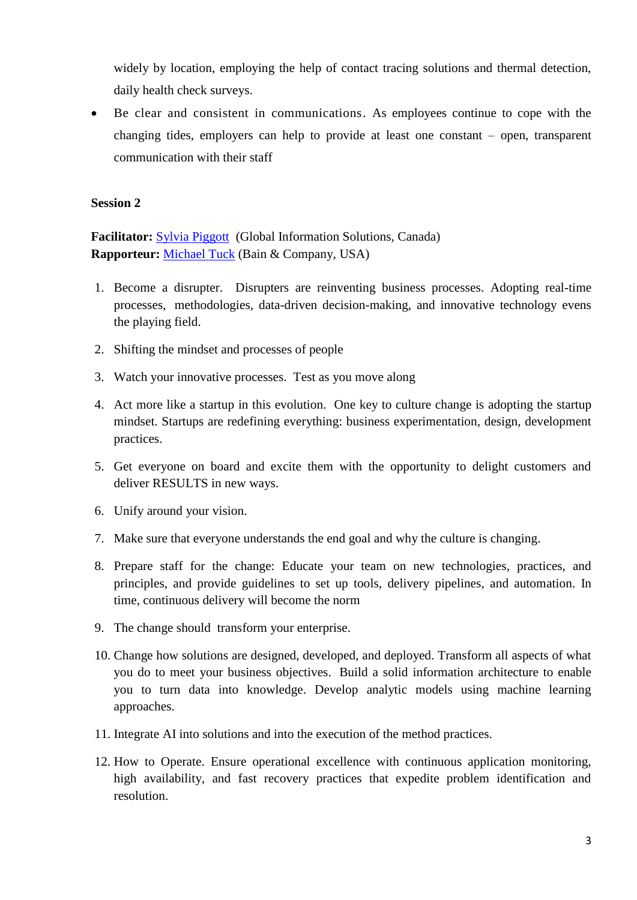widely by location, employing the help of contact tracing solutions and thermal detection, daily health check surveys.

- Be clear and consistent in communications. As employees continue to cope with the changing tides, employers can help to provide at least one constant – open, transparent communication with their staff

**Session 2**

**Facilitator:** Sylvia Piggott (Global Information Solutions, Canada)
**Rapporteur:** Michael Tuck (Bain & Company, USA)

1. Become a disrupter. Disrupters are reinventing business processes. Adopting real-time processes, methodologies, data-driven decision-making, and innovative technology evens the playing field.
2. Shifting the mindset and processes of people
3. Watch your innovative processes. Test as you move along
4. Act more like a startup in this evolution. One key to culture change is adopting the startup mindset. Startups are redefining everything: business experimentation, design, development practices.
5. Get everyone on board and excite them with the opportunity to delight customers and deliver RESULTS in new ways.
6. Unify around your vision.
7. Make sure that everyone understands the end goal and why the culture is changing.
8. Prepare staff for the change: Educate your team on new technologies, practices, and principles, and provide guidelines to set up tools, delivery pipelines, and automation. In time, continuous delivery will become the norm
9. The change should transform your enterprise.
10. Change how solutions are designed, developed, and deployed. Transform all aspects of what you do to meet your business objectives. Build a solid information architecture to enable you to turn data into knowledge. Develop analytic models using machine learning approaches.
11. Integrate AI into solutions and into the execution of the method practices.
12. How to Operate. Ensure operational excellence with continuous application monitoring, high availability, and fast recovery practices that expedite problem identification and resolution.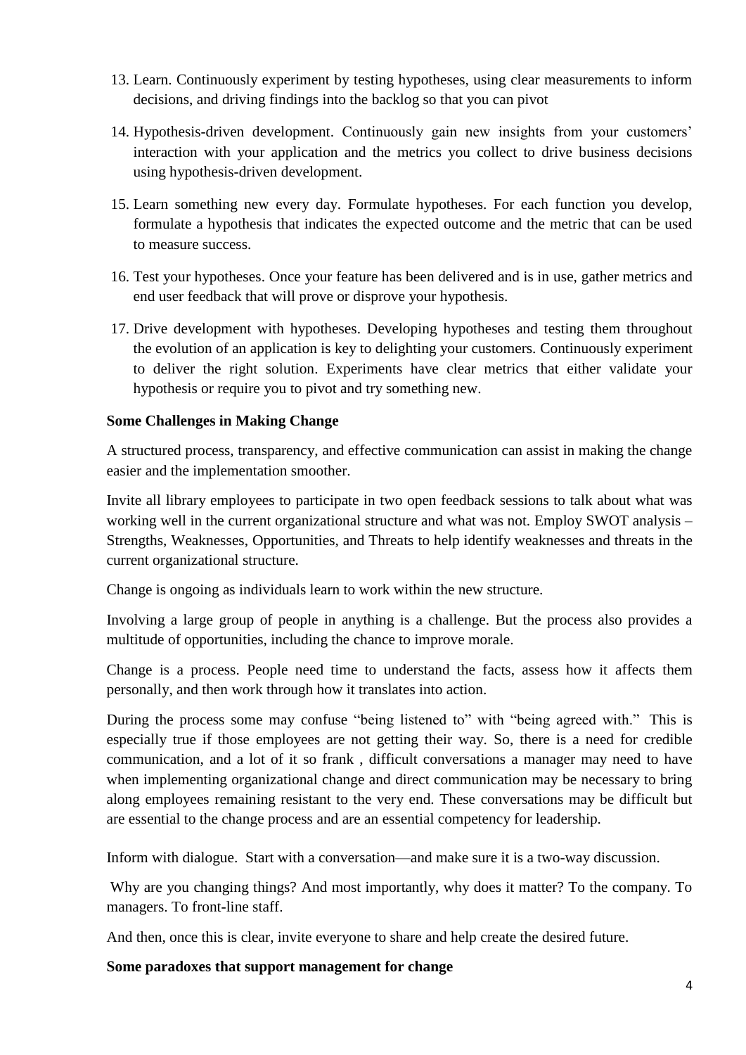13. Learn. Continuously experiment by testing hypotheses, using clear measurements to inform decisions, and driving findings into the backlog so that you can pivot

14. Hypothesis-driven development. Continuously gain new insights from your customers' interaction with your application and the metrics you collect to drive business decisions using hypothesis-driven development.

15. Learn something new every day. Formulate hypotheses. For each function you develop, formulate a hypothesis that indicates the expected outcome and the metric that can be used to measure success.

16. Test your hypotheses. Once your feature has been delivered and is in use, gather metrics and end user feedback that will prove or disprove your hypothesis.

17. Drive development with hypotheses. Developing hypotheses and testing them throughout the evolution of an application is key to delighting your customers. Continuously experiment to deliver the right solution. Experiments have clear metrics that either validate your hypothesis or require you to pivot and try something new.

**Some Challenges in Making Change**

A structured process, transparency, and effective communication can assist in making the change easier and the implementation smoother.

Invite all library employees to participate in two open feedback sessions to talk about what was working well in the current organizational structure and what was not. Employ SWOT analysis – Strengths, Weaknesses, Opportunities, and Threats to help identify weaknesses and threats in the current organizational structure.

Change is ongoing as individuals learn to work within the new structure.

Involving a large group of people in anything is a challenge. But the process also provides a multitude of opportunities, including the chance to improve morale.

Change is a process. People need time to understand the facts, assess how it affects them personally, and then work through how it translates into action.

During the process some may confuse "being listened to" with "being agreed with." This is especially true if those employees are not getting their way. So, there is a need for credible communication, and a lot of it so frank , difficult conversations a manager may need to have when implementing organizational change and direct communication may be necessary to bring along employees remaining resistant to the very end. These conversations may be difficult but are essential to the change process and are an essential competency for leadership.

Inform with dialogue. Start with a conversation—and make sure it is a two-way discussion.

Why are you changing things? And most importantly, why does it matter? To the company. To managers. To front-line staff.

And then, once this is clear, invite everyone to share and help create the desired future.

**Some paradoxes that support management for change**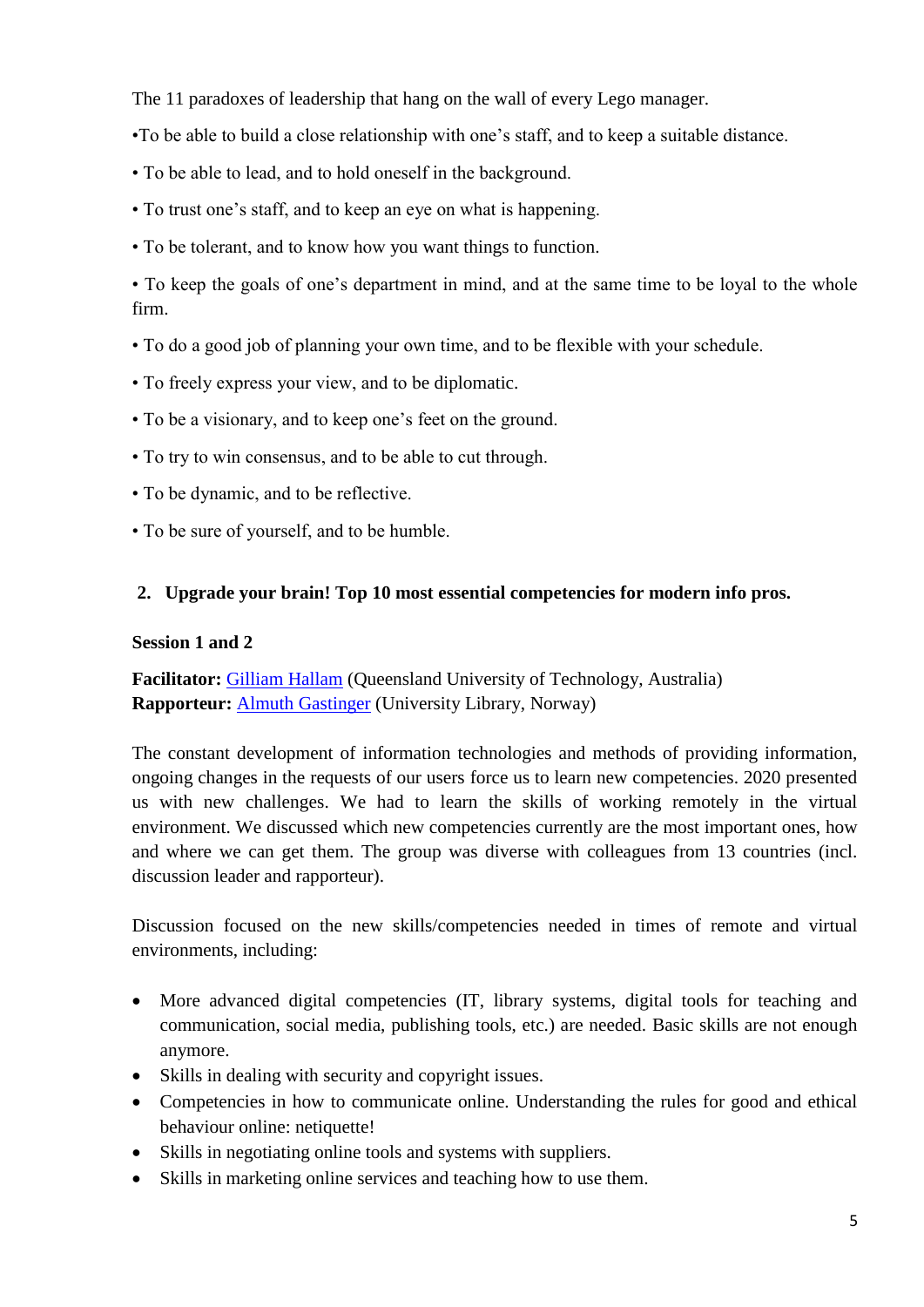The 11 paradoxes of leadership that hang on the wall of every Lego manager.

•To be able to build a close relationship with one's staff, and to keep a suitable distance.

• To be able to lead, and to hold oneself in the background.

• To trust one's staff, and to keep an eye on what is happening.

• To be tolerant, and to know how you want things to function.

• To keep the goals of one's department in mind, and at the same time to be loyal to the whole firm.

• To do a good job of planning your own time, and to be flexible with your schedule.

• To freely express your view, and to be diplomatic.

• To be a visionary, and to keep one's feet on the ground.

• To try to win consensus, and to be able to cut through.

• To be dynamic, and to be reflective.

• To be sure of yourself, and to be humble.

## 2. Upgrade your brain! Top 10 most essential competencies for modern info pros.

**Session 1 and 2**

**Facilitator:** Gilliam Hallam (Queensland University of Technology, Australia)
**Rapporteur:** Almuth Gastinger (University Library, Norway)

The constant development of information technologies and methods of providing information, ongoing changes in the requests of our users force us to learn new competencies. 2020 presented us with new challenges. We had to learn the skills of working remotely in the virtual environment. We discussed which new competencies currently are the most important ones, how and where we can get them. The group was diverse with colleagues from 13 countries (incl. discussion leader and rapporteur).

Discussion focused on the new skills/competencies needed in times of remote and virtual environments, including:

- More advanced digital competencies (IT, library systems, digital tools for teaching and communication, social media, publishing tools, etc.) are needed. Basic skills are not enough anymore.
- Skills in dealing with security and copyright issues.
- Competencies in how to communicate online. Understanding the rules for good and ethical behaviour online: netiquette!
- Skills in negotiating online tools and systems with suppliers.
- Skills in marketing online services and teaching how to use them.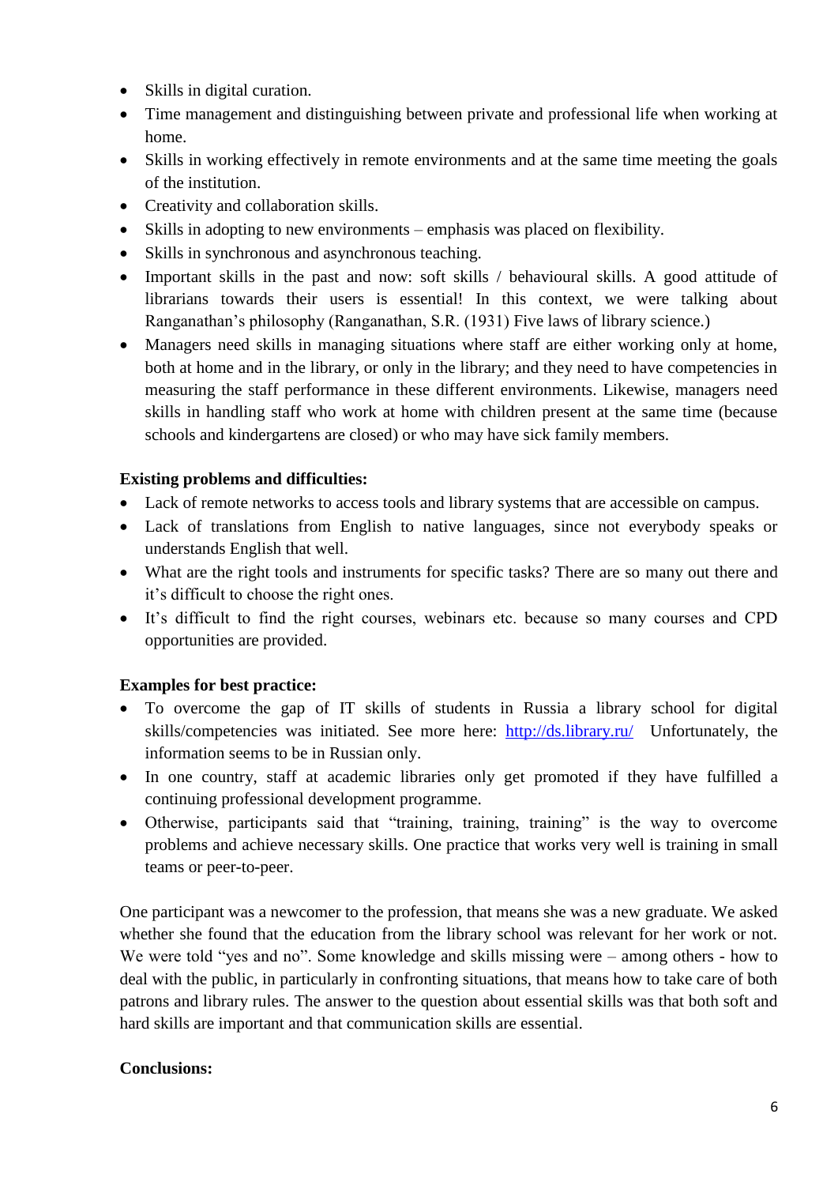- Skills in digital curation.
- Time management and distinguishing between private and professional life when working at home.
- Skills in working effectively in remote environments and at the same time meeting the goals of the institution.
- Creativity and collaboration skills.
- Skills in adopting to new environments – emphasis was placed on flexibility.
- Skills in synchronous and asynchronous teaching.
- Important skills in the past and now: soft skills / behavioural skills. A good attitude of librarians towards their users is essential! In this context, we were talking about Ranganathan's philosophy (Ranganathan, S.R. (1931) Five laws of library science.)
- Managers need skills in managing situations where staff are either working only at home, both at home and in the library, or only in the library; and they need to have competencies in measuring the staff performance in these different environments. Likewise, managers need skills in handling staff who work at home with children present at the same time (because schools and kindergartens are closed) or who may have sick family members.

**Existing problems and difficulties:**

- Lack of remote networks to access tools and library systems that are accessible on campus.
- Lack of translations from English to native languages, since not everybody speaks or understands English that well.
- What are the right tools and instruments for specific tasks? There are so many out there and it's difficult to choose the right ones.
- It's difficult to find the right courses, webinars etc. because so many courses and CPD opportunities are provided.

**Examples for best practice:**

- To overcome the gap of IT skills of students in Russia a library school for digital skills/competencies was initiated. See more here: [http://ds.library.ru/](http://ds.library.ru/) Unfortunately, the information seems to be in Russian only.
- In one country, staff at academic libraries only get promoted if they have fulfilled a continuing professional development programme.
- Otherwise, participants said that "training, training, training" is the way to overcome problems and achieve necessary skills. One practice that works very well is training in small teams or peer-to-peer.

One participant was a newcomer to the profession, that means she was a new graduate. We asked whether she found that the education from the library school was relevant for her work or not. We were told "yes and no". Some knowledge and skills missing were – among others - how to deal with the public, in particularly in confronting situations, that means how to take care of both patrons and library rules. The answer to the question about essential skills was that both soft and hard skills are important and that communication skills are essential.

**Conclusions:**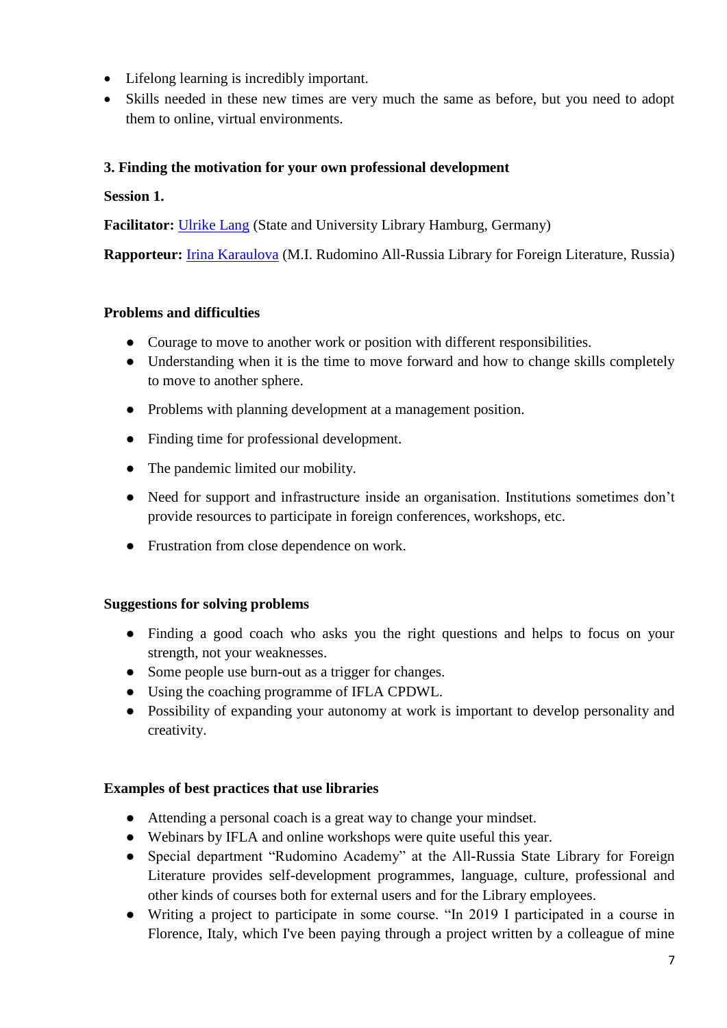- Lifelong learning is incredibly important.
- Skills needed in these new times are very much the same as before, but you need to adopt them to online, virtual environments.

### 3. Finding the motivation for your own professional development

**Session 1.**

**Facilitator:** Ulrike Lang (State and University Library Hamburg, Germany)

**Rapporteur:** Irina Karaulova (M.I. Rudomino All-Russia Library for Foreign Literature, Russia)

#### Problems and difficulties

- Courage to move to another work or position with different responsibilities.
- Understanding when it is the time to move forward and how to change skills completely to move to another sphere.
- Problems with planning development at a management position.
- Finding time for professional development.
- The pandemic limited our mobility.
- Need for support and infrastructure inside an organisation. Institutions sometimes don't provide resources to participate in foreign conferences, workshops, etc.
- Frustration from close dependence on work.

#### Suggestions for solving problems

- Finding a good coach who asks you the right questions and helps to focus on your strength, not your weaknesses.
- Some people use burn-out as a trigger for changes.
- Using the coaching programme of IFLA CPDWL.
- Possibility of expanding your autonomy at work is important to develop personality and creativity.

#### Examples of best practices that use libraries

- Attending a personal coach is a great way to change your mindset.
- Webinars by IFLA and online workshops were quite useful this year.
- Special department "Rudomino Academy" at the All-Russia State Library for Foreign Literature provides self-development programmes, language, culture, professional and other kinds of courses both for external users and for the Library employees.
- Writing a project to participate in some course. "In 2019 I participated in a course in Florence, Italy, which I've been paying through a project written by a colleague of mine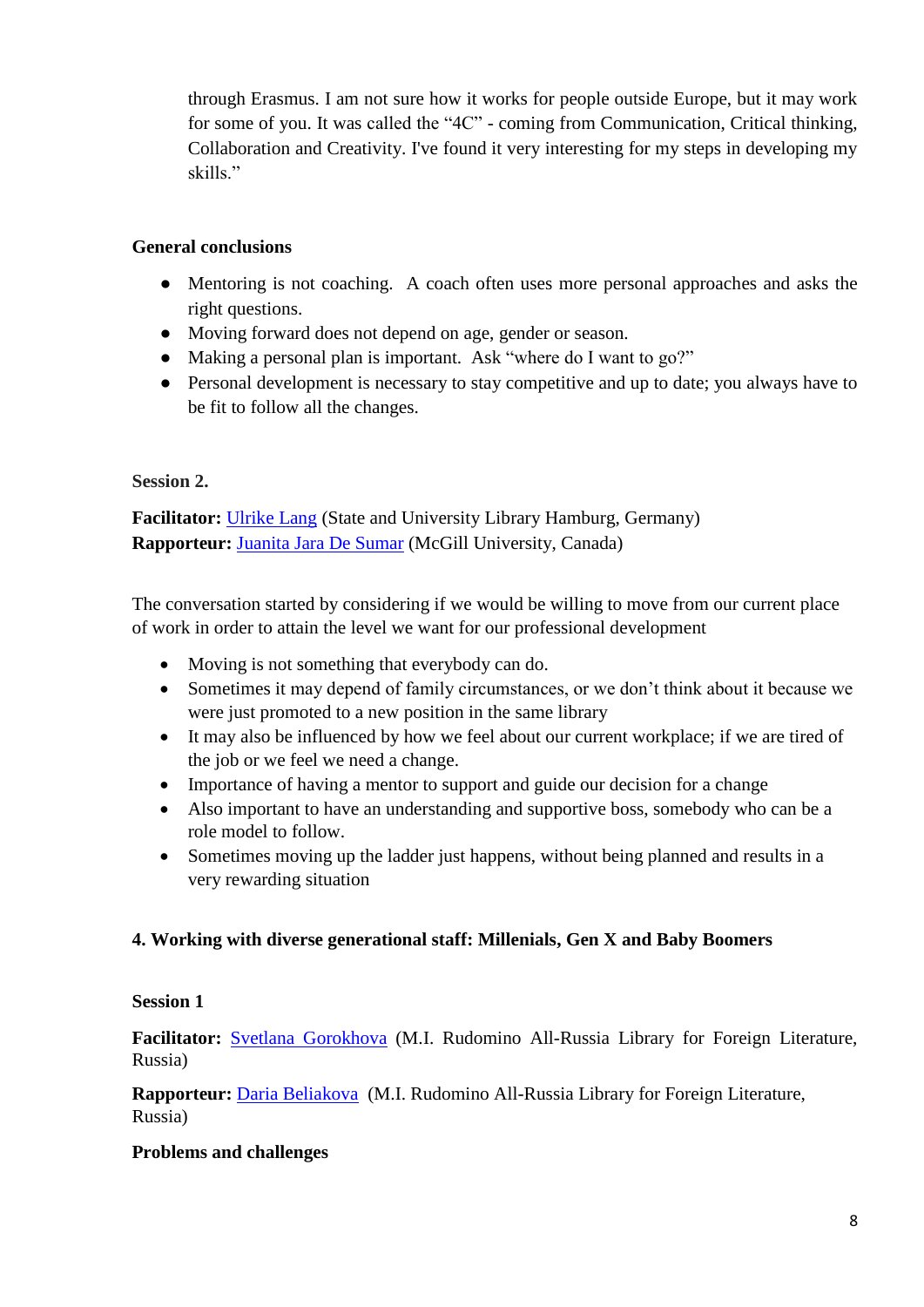through Erasmus. I am not sure how it works for people outside Europe, but it may work for some of you. It was called the "4C" - coming from Communication, Critical thinking, Collaboration and Creativity. I've found it very interesting for my steps in developing my skills."

**General conclusions**

- Mentoring is not coaching. A coach often uses more personal approaches and asks the right questions.
- Moving forward does not depend on age, gender or season.
- Making a personal plan is important. Ask "where do I want to go?"
- Personal development is necessary to stay competitive and up to date; you always have to be fit to follow all the changes.

**Session 2.**

**Facilitator:** Ulrike Lang (State and University Library Hamburg, Germany)
**Rapporteur:** Juanita Jara De Sumar (McGill University, Canada)

The conversation started by considering if we would be willing to move from our current place of work in order to attain the level we want for our professional development

- Moving is not something that everybody can do.
- Sometimes it may depend of family circumstances, or we don't think about it because we were just promoted to a new position in the same library
- It may also be influenced by how we feel about our current workplace; if we are tired of the job or we feel we need a change.
- Importance of having a mentor to support and guide our decision for a change
- Also important to have an understanding and supportive boss, somebody who can be a role model to follow.
- Sometimes moving up the ladder just happens, without being planned and results in a very rewarding situation

**4. Working with diverse generational staff: Millenials, Gen X and Baby Boomers**

**Session 1**

**Facilitator:** Svetlana Gorokhova (M.I. Rudomino All-Russia Library for Foreign Literature, Russia)

**Rapporteur:** Daria Beliakova (M.I. Rudomino All-Russia Library for Foreign Literature, Russia)

**Problems and challenges**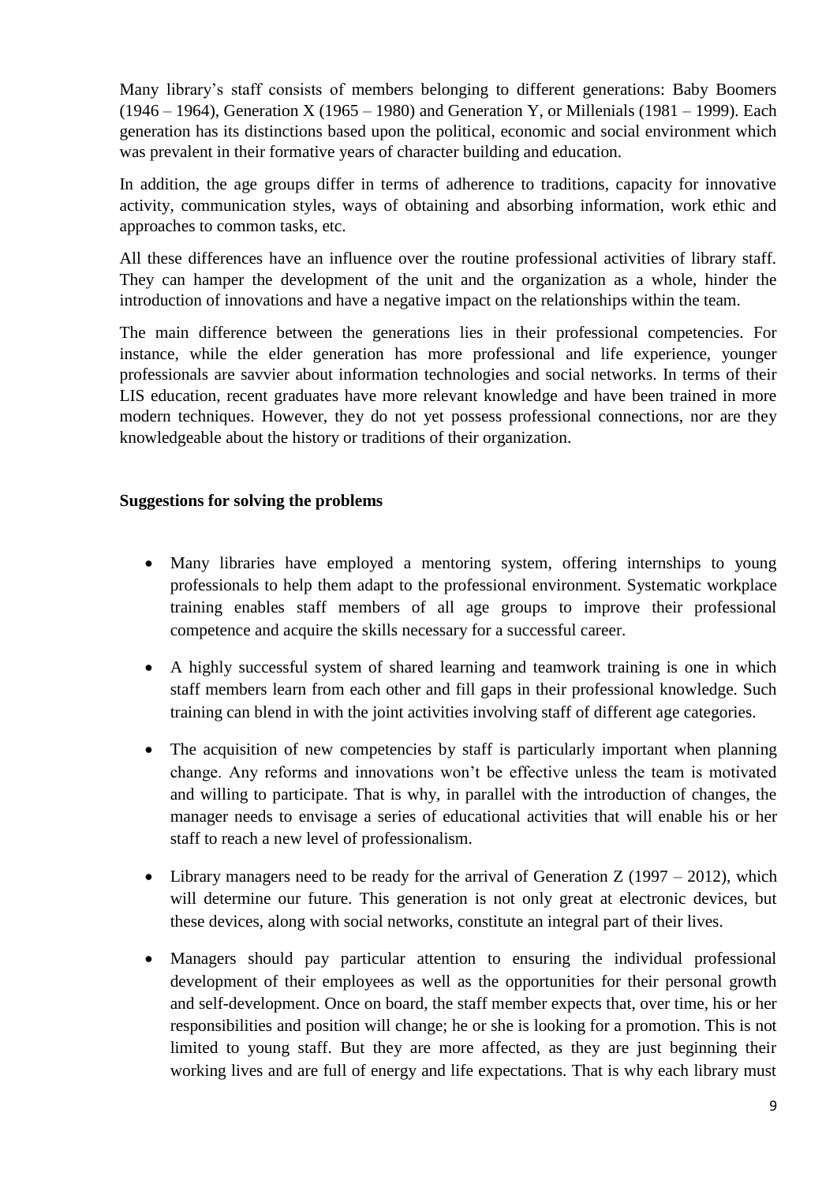Many library's staff consists of members belonging to different generations: Baby Boomers (1946 – 1964), Generation X (1965 – 1980) and Generation Y, or Millenials (1981 – 1999). Each generation has its distinctions based upon the political, economic and social environment which was prevalent in their formative years of character building and education.

In addition, the age groups differ in terms of adherence to traditions, capacity for innovative activity, communication styles, ways of obtaining and absorbing information, work ethic and approaches to common tasks, etc.

All these differences have an influence over the routine professional activities of library staff. They can hamper the development of the unit and the organization as a whole, hinder the introduction of innovations and have a negative impact on the relationships within the team.

The main difference between the generations lies in their professional competencies. For instance, while the elder generation has more professional and life experience, younger professionals are savvier about information technologies and social networks. In terms of their LIS education, recent graduates have more relevant knowledge and have been trained in more modern techniques. However, they do not yet possess professional connections, nor are they knowledgeable about the history or traditions of their organization.

**Suggestions for solving the problems**

- Many libraries have employed a mentoring system, offering internships to young professionals to help them adapt to the professional environment. Systematic workplace training enables staff members of all age groups to improve their professional competence and acquire the skills necessary for a successful career.
- A highly successful system of shared learning and teamwork training is one in which staff members learn from each other and fill gaps in their professional knowledge. Such training can blend in with the joint activities involving staff of different age categories.
- The acquisition of new competencies by staff is particularly important when planning change. Any reforms and innovations won't be effective unless the team is motivated and willing to participate. That is why, in parallel with the introduction of changes, the manager needs to envisage a series of educational activities that will enable his or her staff to reach a new level of professionalism.
- Library managers need to be ready for the arrival of Generation Z (1997 – 2012), which will determine our future. This generation is not only great at electronic devices, but these devices, along with social networks, constitute an integral part of their lives.
- Managers should pay particular attention to ensuring the individual professional development of their employees as well as the opportunities for their personal growth and self-development. Once on board, the staff member expects that, over time, his or her responsibilities and position will change; he or she is looking for a promotion. This is not limited to young staff. But they are more affected, as they are just beginning their working lives and are full of energy and life expectations. That is why each library must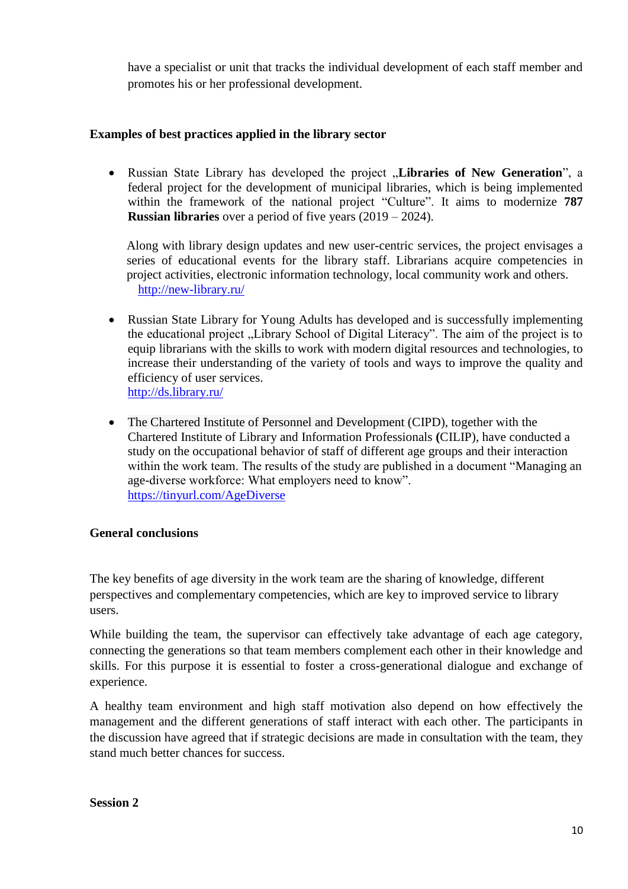have a specialist or unit that tracks the individual development of each staff member and promotes his or her professional development.

**Examples of best practices applied in the library sector**

- Russian State Library has developed the project „**Libraries of New Generation**", a federal project for the development of municipal libraries, which is being implemented within the framework of the national project "Culture". It aims to modernize **787 Russian libraries** over a period of five years (2019 – 2024).

  Along with library design updates and new user-centric services, the project envisages a series of educational events for the library staff. Librarians acquire competencies in project activities, electronic information technology, local community work and others.
  http://new-library.ru/

- Russian State Library for Young Adults has developed and is successfully implementing the educational project „Library School of Digital Literacy". The aim of the project is to equip librarians with the skills to work with modern digital resources and technologies, to increase their understanding of the variety of tools and ways to improve the quality and efficiency of user services.
  http://ds.library.ru/

- The Chartered Institute of Personnel and Development (CIPD), together with the Chartered Institute of Library and Information Professionals **(**CILIP), have conducted a study on the occupational behavior of staff of different age groups and their interaction within the work team. The results of the study are published in a document "Managing an age-diverse workforce: What employers need to know".
  https://tinyurl.com/AgeDiverse

**General conclusions**

The key benefits of age diversity in the work team are the sharing of knowledge, different perspectives and complementary competencies, which are key to improved service to library users.

While building the team, the supervisor can effectively take advantage of each age category, connecting the generations so that team members complement each other in their knowledge and skills. For this purpose it is essential to foster a cross-generational dialogue and exchange of experience.

A healthy team environment and high staff motivation also depend on how effectively the management and the different generations of staff interact with each other. The participants in the discussion have agreed that if strategic decisions are made in consultation with the team, they stand much better chances for success.

**Session 2**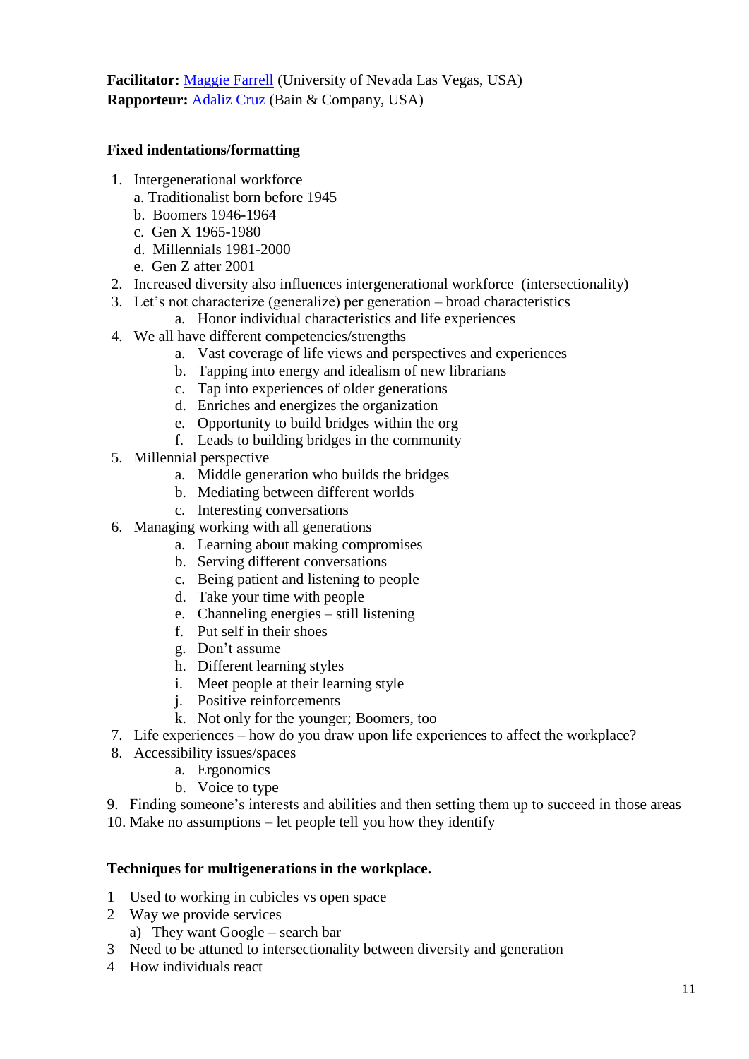**Facilitator:** Maggie Farrell (University of Nevada Las Vegas, USA)
**Rapporteur:** Adaliz Cruz (Bain & Company, USA)

**Fixed indentations/formatting**

1. Intergenerational workforce
   a. Traditionalist born before 1945
   b. Boomers 1946-1964
   c. Gen X 1965-1980
   d. Millennials 1981-2000
   e. Gen Z after 2001
2. Increased diversity also influences intergenerational workforce (intersectionality)
3. Let's not characterize (generalize) per generation – broad characteristics
   a. Honor individual characteristics and life experiences
4. We all have different competencies/strengths
   a. Vast coverage of life views and perspectives and experiences
   b. Tapping into energy and idealism of new librarians
   c. Tap into experiences of older generations
   d. Enriches and energizes the organization
   e. Opportunity to build bridges within the org
   f. Leads to building bridges in the community
5. Millennial perspective
   a. Middle generation who builds the bridges
   b. Mediating between different worlds
   c. Interesting conversations
6. Managing working with all generations
   a. Learning about making compromises
   b. Serving different conversations
   c. Being patient and listening to people
   d. Take your time with people
   e. Channeling energies – still listening
   f. Put self in their shoes
   g. Don't assume
   h. Different learning styles
   i. Meet people at their learning style
   j. Positive reinforcements
   k. Not only for the younger; Boomers, too
7. Life experiences – how do you draw upon life experiences to affect the workplace?
8. Accessibility issues/spaces
   a. Ergonomics
   b. Voice to type
9. Finding someone's interests and abilities and then setting them up to succeed in those areas
10. Make no assumptions – let people tell you how they identify

**Techniques for multigenerations in the workplace.**

1 Used to working in cubicles vs open space
2 Way we provide services
   a) They want Google – search bar
3 Need to be attuned to intersectionality between diversity and generation
4 How individuals react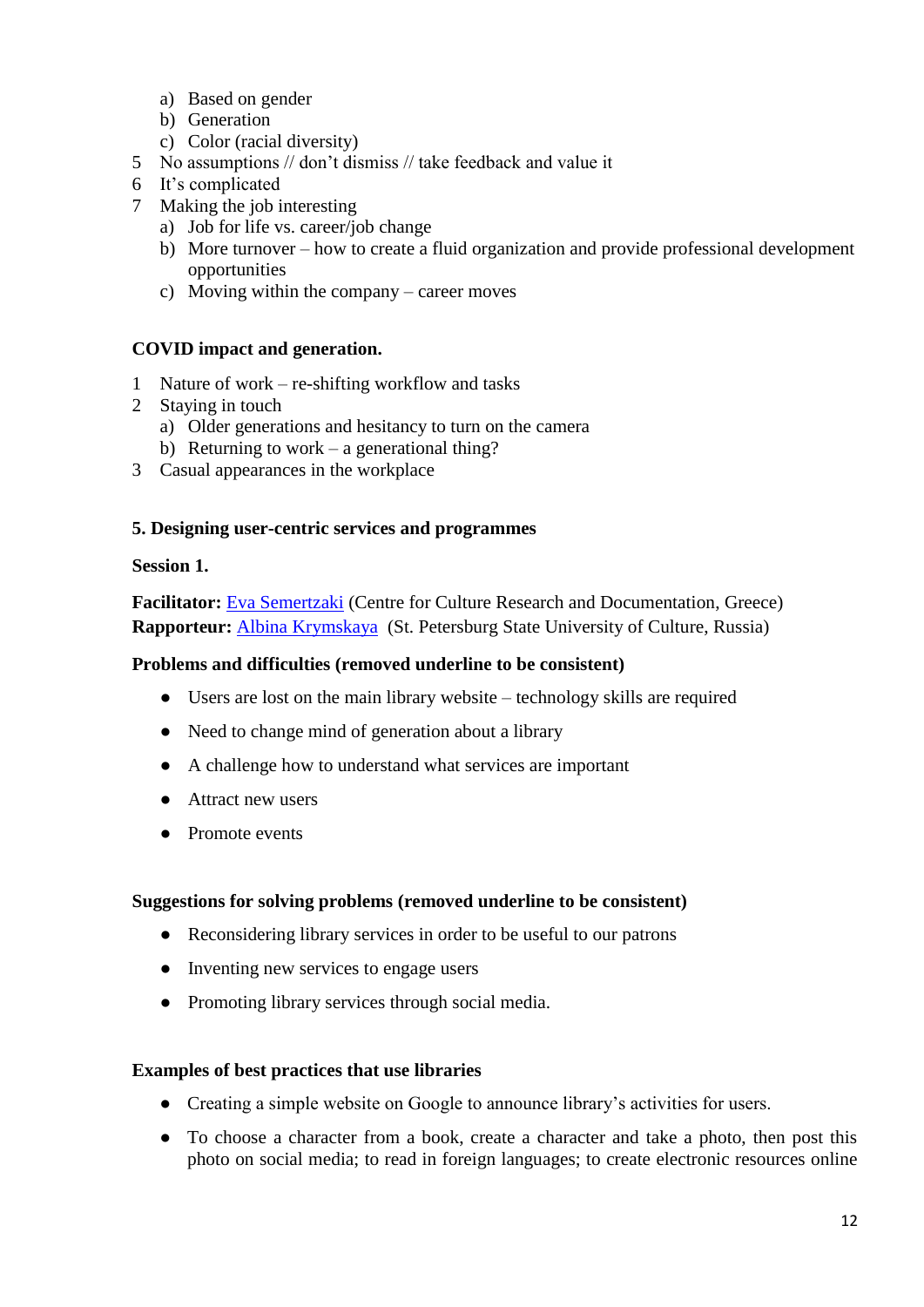a) Based on gender
   b) Generation
   c) Color (racial diversity)
5. No assumptions // don't dismiss // take feedback and value it
6. It's complicated
7. Making the job interesting
   a) Job for life vs. career/job change
   b) More turnover – how to create a fluid organization and provide professional development opportunities
   c) Moving within the company – career moves

**COVID impact and generation.**

1. Nature of work – re-shifting workflow and tasks
2. Staying in touch
   a) Older generations and hesitancy to turn on the camera
   b) Returning to work – a generational thing?
3. Casual appearances in the workplace

**5. Designing user-centric services and programmes**

**Session 1.**

**Facilitator:** Eva Semertzaki (Centre for Culture Research and Documentation, Greece)
**Rapporteur:** Albina Krymskaya (St. Petersburg State University of Culture, Russia)

**Problems and difficulties (removed underline to be consistent)**

- Users are lost on the main library website – technology skills are required
- Need to change mind of generation about a library
- A challenge how to understand what services are important
- Attract new users
- Promote events

**Suggestions for solving problems (removed underline to be consistent)**

- Reconsidering library services in order to be useful to our patrons
- Inventing new services to engage users
- Promoting library services through social media.

**Examples of best practices that use libraries**

- Creating a simple website on Google to announce library's activities for users.
- To choose a character from a book, create a character and take a photo, then post this photo on social media; to read in foreign languages; to create electronic resources online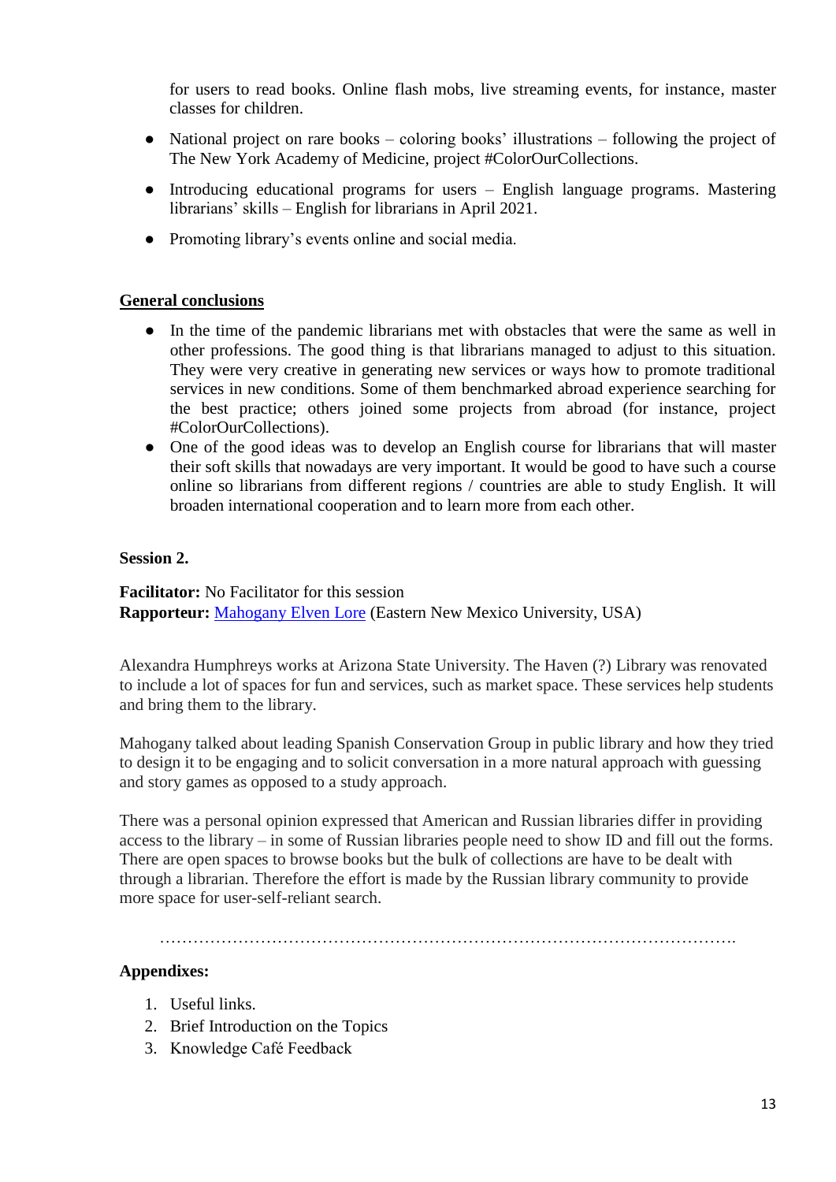for users to read books. Online flash mobs, live streaming events, for instance, master classes for children.

- National project on rare books – coloring books' illustrations – following the project of The New York Academy of Medicine, project #ColorOurCollections.
- Introducing educational programs for users – English language programs. Mastering librarians' skills – English for librarians in April 2021.
- Promoting library's events online and social media.

**General conclusions**

- In the time of the pandemic librarians met with obstacles that were the same as well in other professions. The good thing is that librarians managed to adjust to this situation. They were very creative in generating new services or ways how to promote traditional services in new conditions. Some of them benchmarked abroad experience searching for the best practice; others joined some projects from abroad (for instance, project #ColorOurCollections).
- One of the good ideas was to develop an English course for librarians that will master their soft skills that nowadays are very important. It would be good to have such a course online so librarians from different regions / countries are able to study English. It will broaden international cooperation and to learn more from each other.

**Session 2.**

**Facilitator:** No Facilitator for this session
**Rapporteur:** Mahogany Elven Lore (Eastern New Mexico University, USA)

Alexandra Humphreys works at Arizona State University. The Haven (?) Library was renovated to include a lot of spaces for fun and services, such as market space. These services help students and bring them to the library.

Mahogany talked about leading Spanish Conservation Group in public library and how they tried to design it to be engaging and to solicit conversation in a more natural approach with guessing and story games as opposed to a study approach.

There was a personal opinion expressed that American and Russian libraries differ in providing access to the library – in some of Russian libraries people need to show ID and fill out the forms. There are open spaces to browse books but the bulk of collections are have to be dealt with through a librarian. Therefore the effort is made by the Russian library community to provide more space for user-self-reliant search.

…………………………………………………………………………………………….

**Appendixes:**

1. Useful links.
2. Brief Introduction on the Topics
3. Knowledge Café Feedback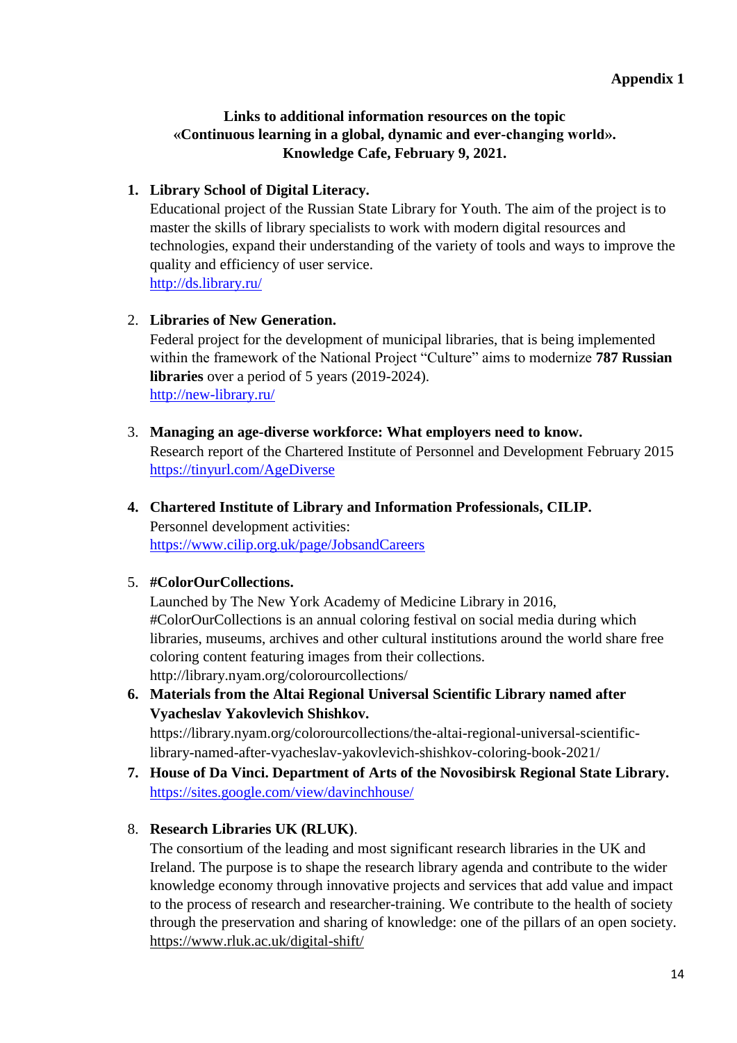**Appendix 1**

**Links to additional information resources on the topic**
**«Continuous learning in a global, dynamic and ever-changing world».**
**Knowledge Cafe, February 9, 2021.**

1. **Library School of Digital Literacy.**
   Educational project of the Russian State Library for Youth. The aim of the project is to master the skills of library specialists to work with modern digital resources and technologies, expand their understanding of the variety of tools and ways to improve the quality and efficiency of user service.
   http://ds.library.ru/

2. **Libraries of New Generation.**
   Federal project for the development of municipal libraries, that is being implemented within the framework of the National Project "Culture" aims to modernize **787 Russian libraries** over a period of 5 years (2019-2024).
   http://new-library.ru/

3. **Managing an age-diverse workforce: What employers need to know.**
   Research report of the Chartered Institute of Personnel and Development February 2015
   https://tinyurl.com/AgeDiverse

4. **Chartered Institute of Library and Information Professionals, CILIP.**
   Personnel development activities:
   https://www.cilip.org.uk/page/JobsandCareers

5. **#ColorOurCollections.**
   Launched by The New York Academy of Medicine Library in 2016, #ColorOurCollections is an annual coloring festival on social media during which libraries, museums, archives and other cultural institutions around the world share free coloring content featuring images from their collections.
   http://library.nyam.org/colorourcollections/

6. **Materials from the Altai Regional Universal Scientific Library named after Vyacheslav Yakovlevich Shishkov.**
   https://library.nyam.org/colorourcollections/the-altai-regional-universal-scientific-library-named-after-vyacheslav-yakovlevich-shishkov-coloring-book-2021/

7. **House of Da Vinci. Department of Arts of the Novosibirsk Regional State Library.**
   https://sites.google.com/view/davinchhouse/

8. **Research Libraries UK (RLUK)**.
   The consortium of the leading and most significant research libraries in the UK and Ireland. The purpose is to shape the research library agenda and contribute to the wider knowledge economy through innovative projects and services that add value and impact to the process of research and researcher-training. We contribute to the health of society through the preservation and sharing of knowledge: one of the pillars of an open society.
   https://www.rluk.ac.uk/digital-shift/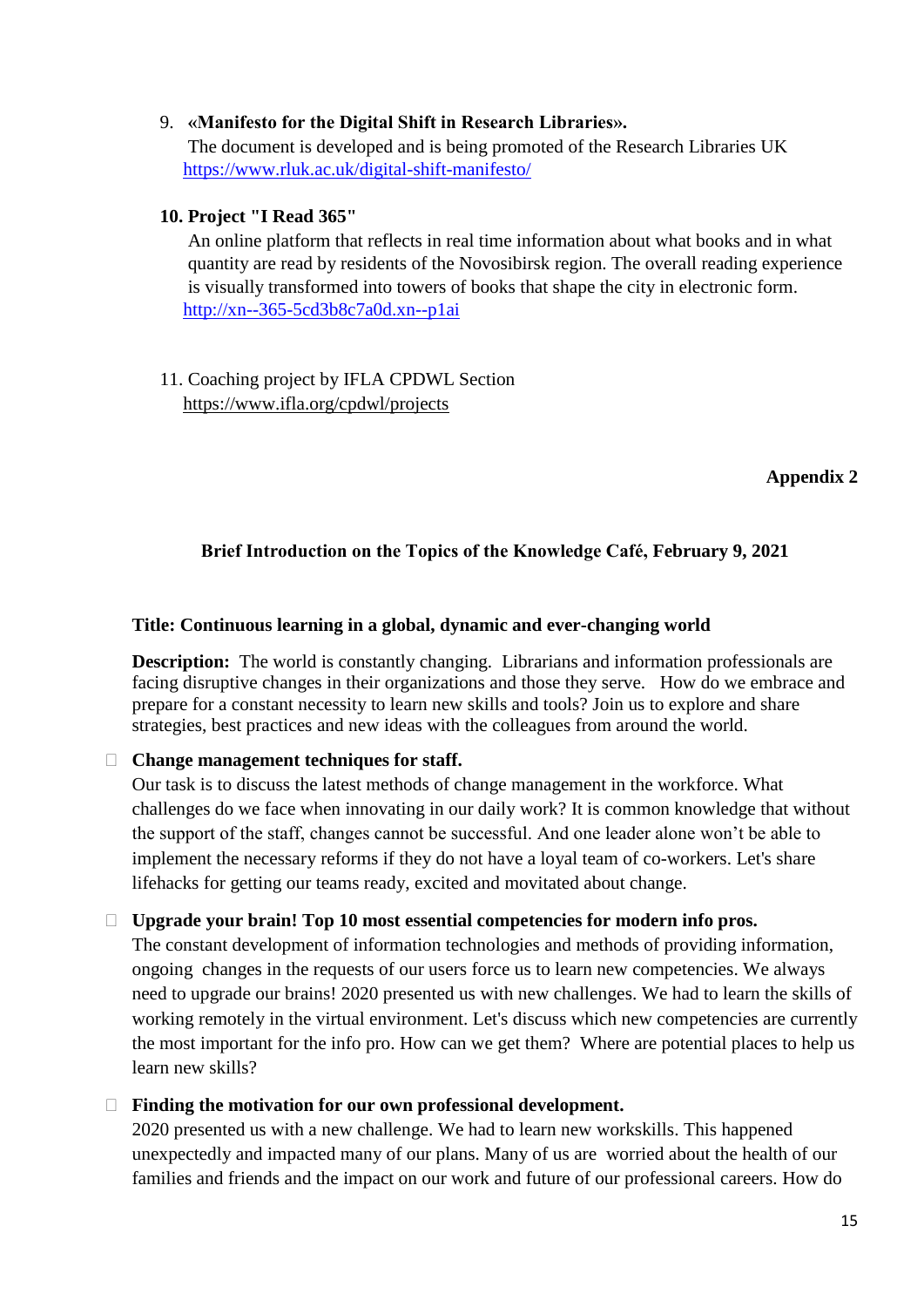9. **«Manifesto for the Digital Shift in Research Libraries».**
   The document is developed and is being promoted of the Research Libraries UK
   https://www.rluk.ac.uk/digital-shift-manifesto/

10. **Project "I Read 365"**
    An online platform that reflects in real time information about what books and in what quantity are read by residents of the Novosibirsk region. The overall reading experience is visually transformed into towers of books that shape the city in electronic form.
    http://xn--365-5cd3b8c7a0d.xn--p1ai

11. Coaching project by IFLA CPDWL Section
    https://www.ifla.org/cpdwl/projects

**Appendix 2**

### Brief Introduction on the Topics of the Knowledge Café, February 9, 2021

**Title: Continuous learning in a global, dynamic and ever-changing world**

**Description:** The world is constantly changing. Librarians and information professionals are facing disruptive changes in their organizations and those they serve. How do we embrace and prepare for a constant necessity to learn new skills and tools? Join us to explore and share strategies, best practices and new ideas with the colleagues from around the world.

- **Change management techniques for staff.**
  Our task is to discuss the latest methods of change management in the workforce. What challenges do we face when innovating in our daily work? It is common knowledge that without the support of the staff, changes cannot be successful. And one leader alone won't be able to implement the necessary reforms if they do not have a loyal team of co-workers. Let's share lifehacks for getting our teams ready, excited and movitated about change.

- **Upgrade your brain! Top 10 most essential competencies for modern info pros.**
  The constant development of information technologies and methods of providing information, ongoing changes in the requests of our users force us to learn new competencies. We always need to upgrade our brains! 2020 presented us with new challenges. We had to learn the skills of working remotely in the virtual environment. Let's discuss which new competencies are currently the most important for the info pro. How can we get them? Where are potential places to help us learn new skills?

- **Finding the motivation for our own professional development.**
  2020 presented us with a new challenge. We had to learn new workskills. This happened unexpectedly and impacted many of our plans. Many of us are worried about the health of our families and friends and the impact on our work and future of our professional careers. How do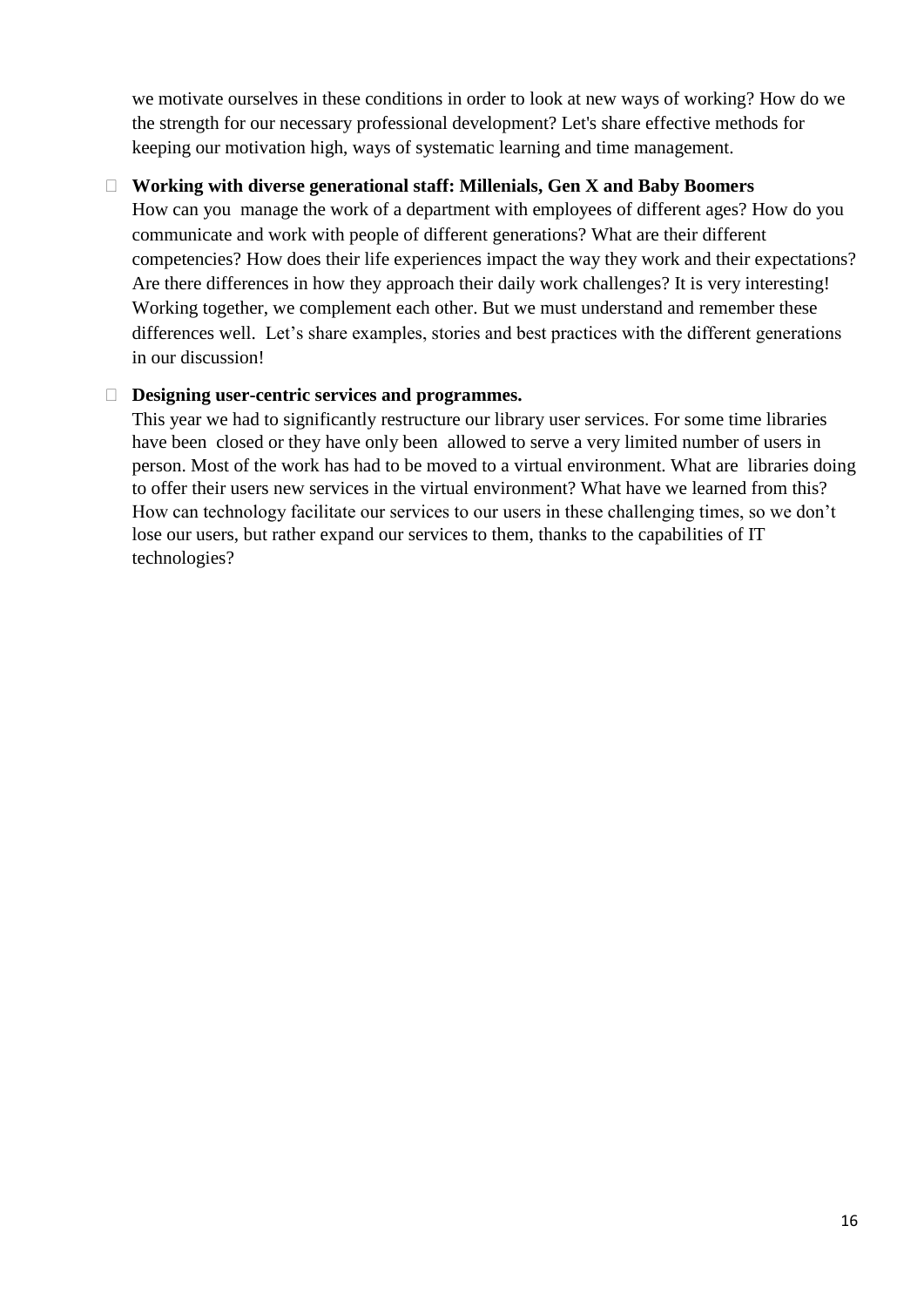we motivate ourselves in these conditions in order to look at new ways of working? How do we the strength for our necessary professional development? Let's share effective methods for keeping our motivation high, ways of systematic learning and time management.

- **Working with diverse generational staff: Millenials, Gen X and Baby Boomers**
  How can you manage the work of a department with employees of different ages? How do you communicate and work with people of different generations? What are their different competencies? How does their life experiences impact the way they work and their expectations? Are there differences in how they approach their daily work challenges? It is very interesting! Working together, we complement each other. But we must understand and remember these differences well. Let's share examples, stories and best practices with the different generations in our discussion!

- **Designing user-centric services and programmes.**
  This year we had to significantly restructure our library user services. For some time libraries have been closed or they have only been allowed to serve a very limited number of users in person. Most of the work has had to be moved to a virtual environment. What are libraries doing to offer their users new services in the virtual environment? What have we learned from this? How can technology facilitate our services to our users in these challenging times, so we don't lose our users, but rather expand our services to them, thanks to the capabilities of IT technologies?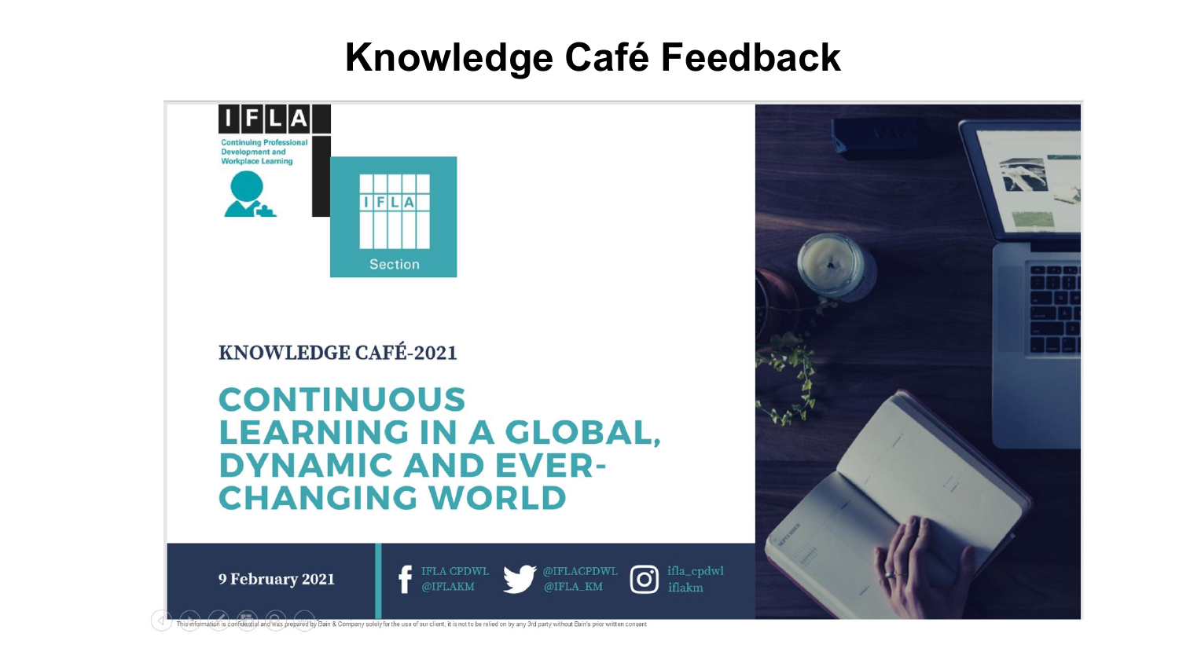# Knowledge Café Feedback

IFLA

Continuing Professional Development and Workplace Learning

IFLA

Section

KNOWLEDGE CAFÉ-2021

## CONTINUOUS LEARNING IN A GLOBAL, DYNAMIC AND EVER-CHANGING WORLD

9 February 2021

IFLA CPDWL
@IFLAKM

@IFLACPDWL
@IFLA_KM

ifla_cpdwl
iflakm

This information is confidential and was prepared by Bain & Company solely for the use of our client; it is not to be relied on by any 3rd party without Bain's prior written consent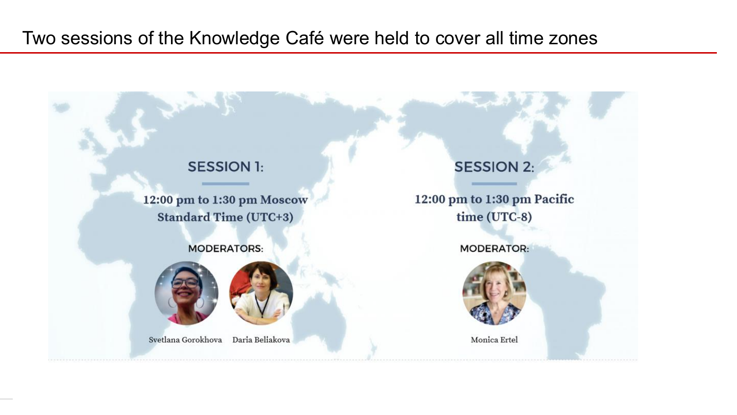# Two sessions of the Knowledge Café were held to cover all time zones

## SESSION 1:

12:00 pm to 1:30 pm Moscow Standard Time (UTC+3)

MODERATORS:

Svetlana Gorokhova

Daria Beliakova

## SESSION 2:

12:00 pm to 1:30 pm Pacific time (UTC-8)

MODERATOR:

Monica Ertel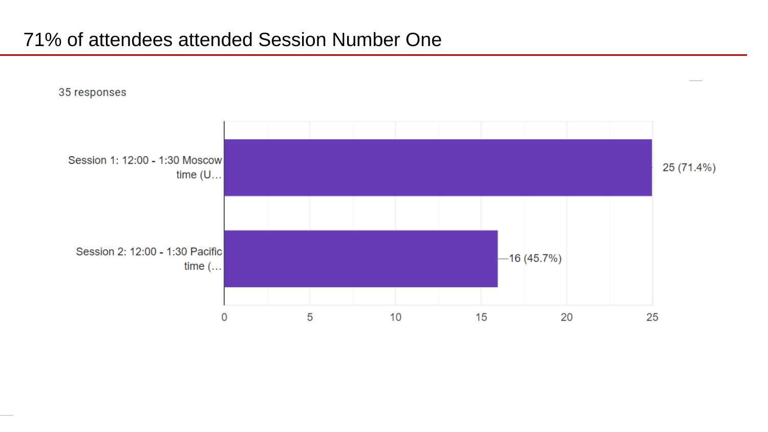# 71% of attendees attended Session Number One

35 responses

| Session | Responses |
| --- | --- |
| Session 1: 12:00 - 1:30 Moscow time (U… | 25 (71.4%) |
| Session 2: 12:00 - 1:30 Pacific time (… | 16 (45.7%) |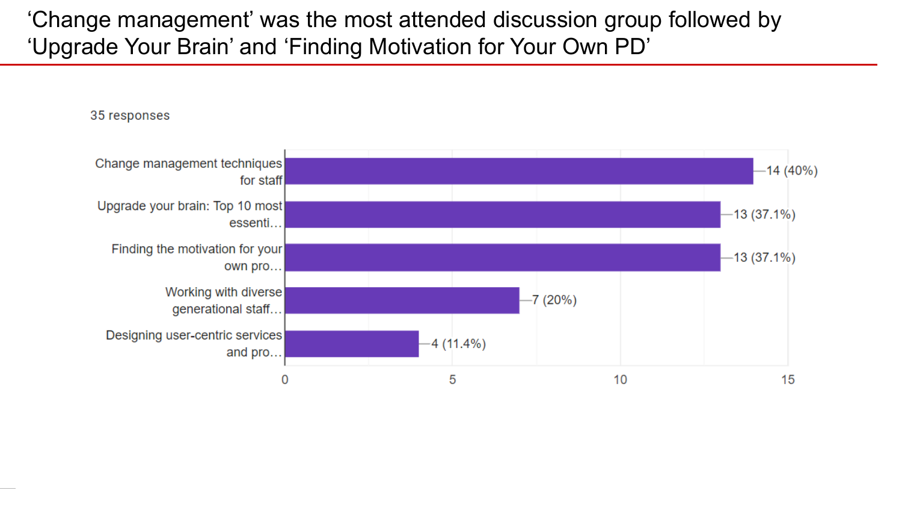# ‘Change management’ was the most attended discussion group followed by ‘Upgrade Your Brain’ and ‘Finding Motivation for Your Own PD’

35 responses

Change management techniques for staff — 14 (40%)

Upgrade your brain: Top 10 most essenti… — 13 (37.1%)

Finding the motivation for your own pro… — 13 (37.1%)

Working with diverse generational staff… — 7 (20%)

Designing user-centric services and pro… — 4 (11.4%)

0 5 10 15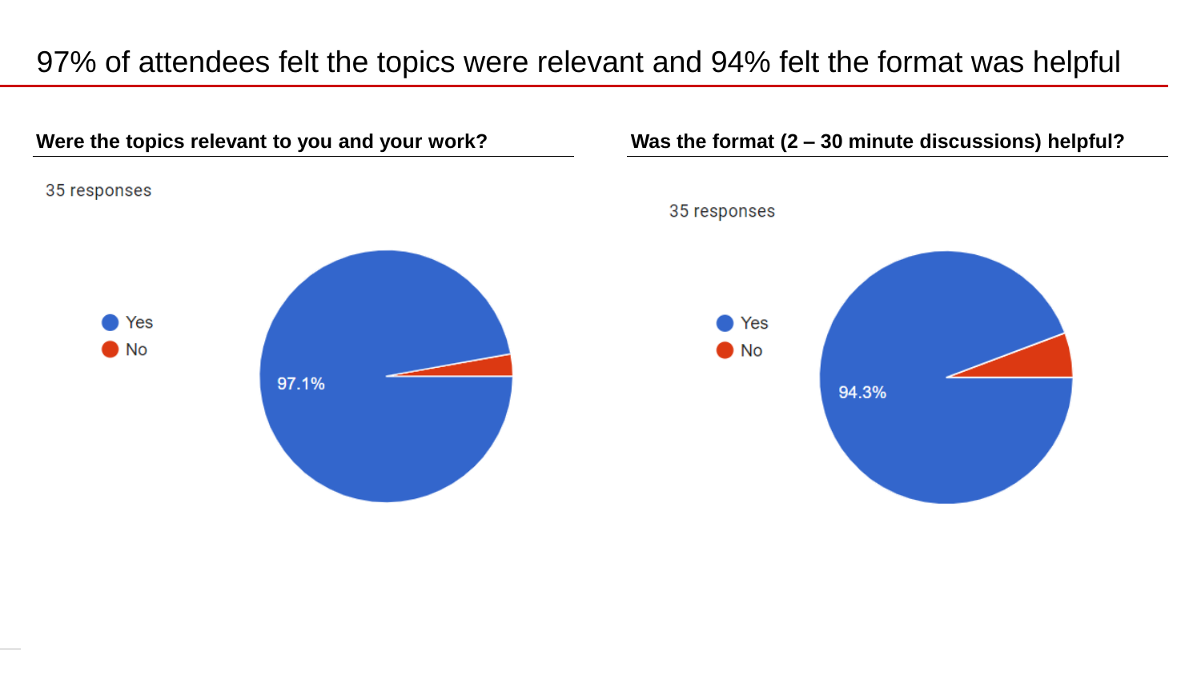# 97% of attendees felt the topics were relevant and 94% felt the format was helpful

**Were the topics relevant to you and your work?**

35 responses

Yes

No

97.1%

**Was the format (2 – 30 minute discussions) helpful?**

35 responses

Yes

No

94.3%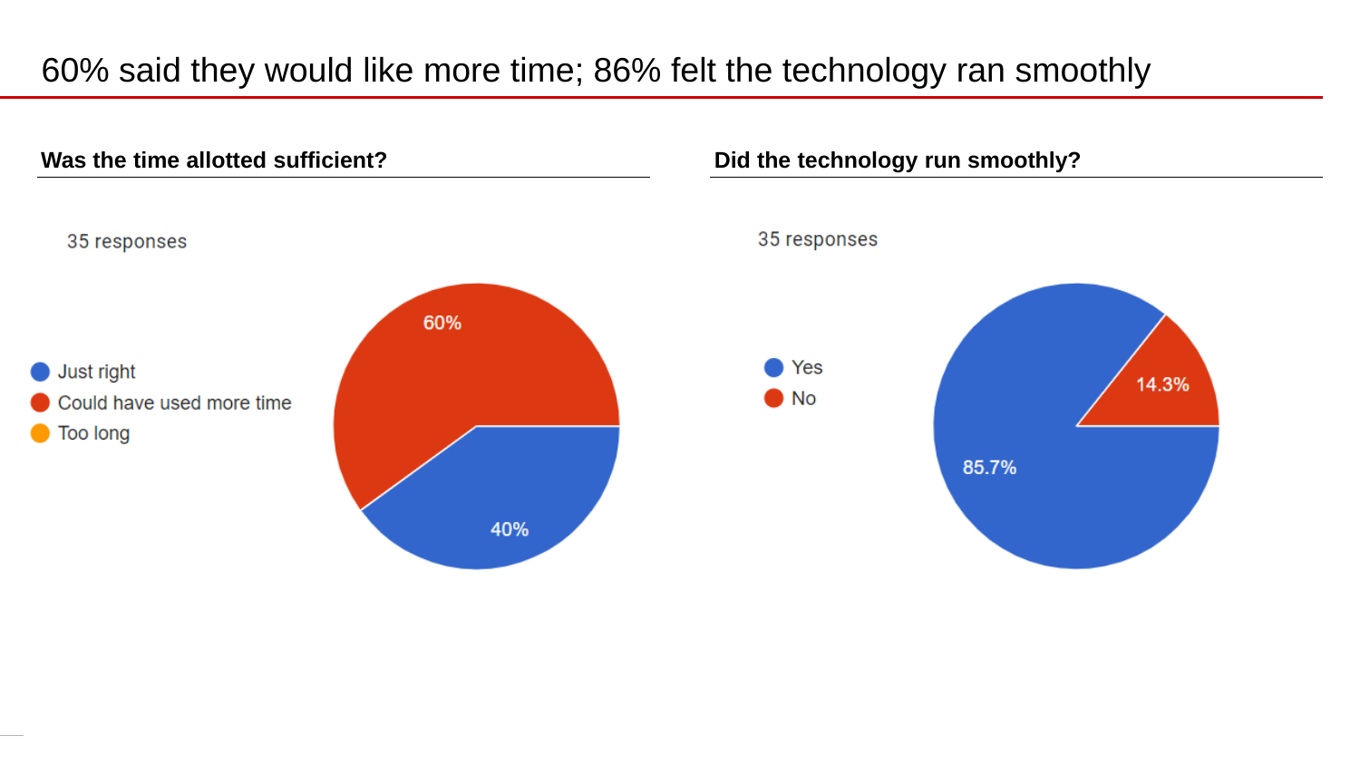# 60% said they would like more time; 86% felt the technology ran smoothly

## Was the time allotted sufficient?

35 responses

- Just right
- Could have used more time
- Too long

60%

40%

## Did the technology run smoothly?

35 responses

- Yes
- No

14.3%

85.7%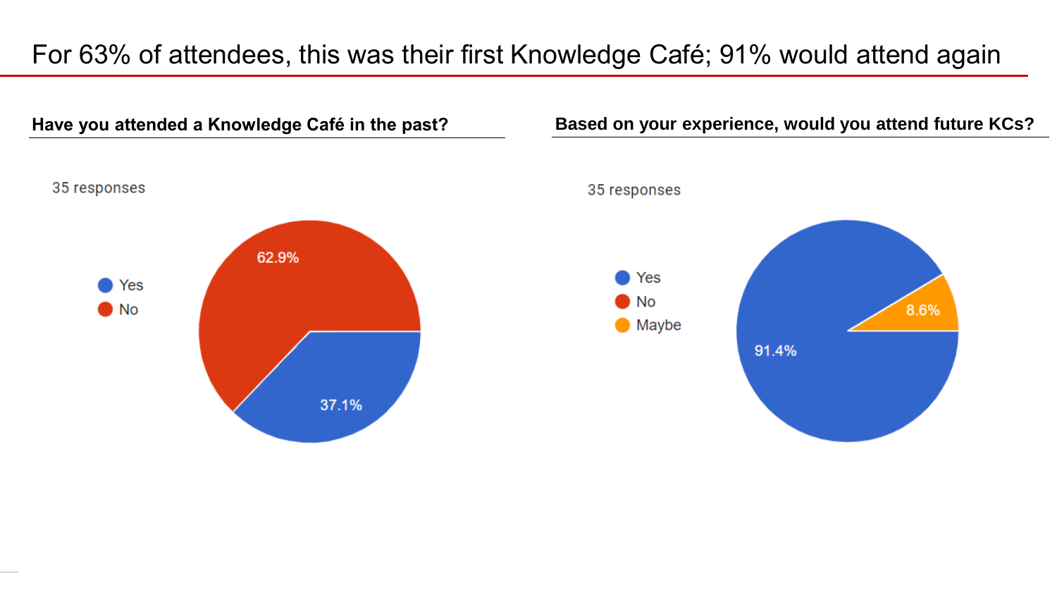# For 63% of attendees, this was their first Knowledge Café; 91% would attend again

**Have you attended a Knowledge Café in the past?**

35 responses

Yes

No

62.9%

37.1%

**Based on your experience, would you attend future KCs?**

35 responses

Yes

No

Maybe

8.6%

91.4%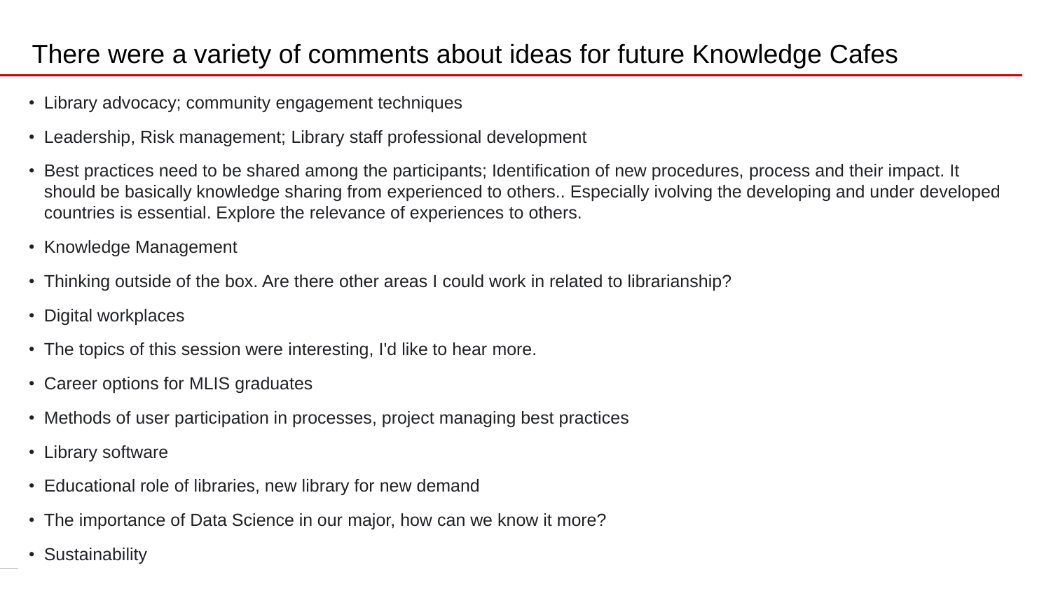# There were a variety of comments about ideas for future Knowledge Cafes

- Library advocacy; community engagement techniques
- Leadership, Risk management; Library staff professional development
- Best practices need to be shared among the participants; Identification of new procedures, process and their impact. It should be basically knowledge sharing from experienced to others.. Especially ivolving the developing and under developed countries is essential. Explore the relevance of experiences to others.
- Knowledge Management
- Thinking outside of the box. Are there other areas I could work in related to librarianship?
- Digital workplaces
- The topics of this session were interesting, I'd like to hear more.
- Career options for MLIS graduates
- Methods of user participation in processes, project managing best practices
- Library software
- Educational role of libraries, new library for new demand
- The importance of Data Science in our major, how can we know it more?
- Sustainability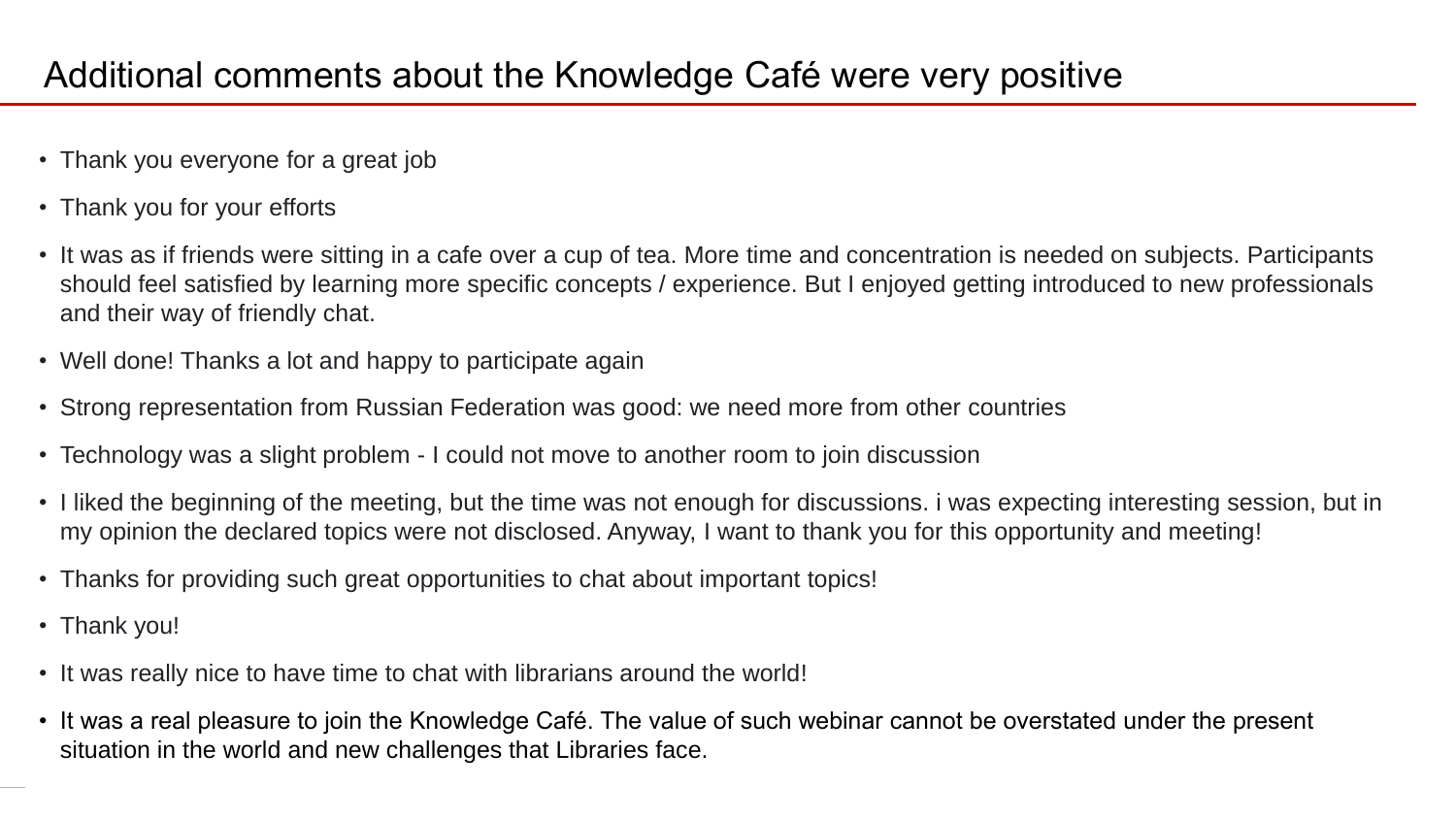# Additional comments about the Knowledge Café were very positive

- Thank you everyone for a great job
- Thank you for your efforts
- It was as if friends were sitting in a cafe over a cup of tea. More time and concentration is needed on subjects. Participants should feel satisfied by learning more specific concepts / experience. But I enjoyed getting introduced to new professionals and their way of friendly chat.
- Well done! Thanks a lot and happy to participate again
- Strong representation from Russian Federation was good: we need more from other countries
- Technology was a slight problem - I could not move to another room to join discussion
- I liked the beginning of the meeting, but the time was not enough for discussions. i was expecting interesting session, but in my opinion the declared topics were not disclosed. Anyway, I want to thank you for this opportunity and meeting!
- Thanks for providing such great opportunities to chat about important topics!
- Thank you!
- It was really nice to have time to chat with librarians around the world!
- It was a real pleasure to join the Knowledge Café. The value of such webinar cannot be overstated under the present situation in the world and new challenges that Libraries face.